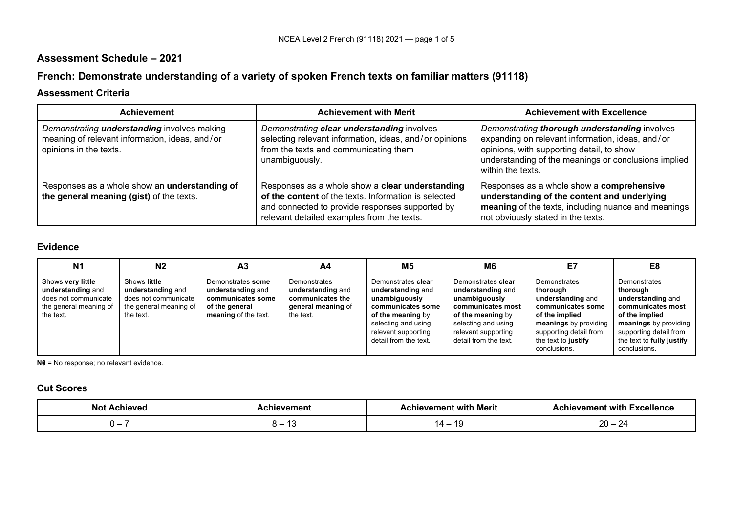## Assessment Schedule – 2021

## French: Demonstrate understanding of a variety of spoken French texts on familiar matters (91118)

### Assessment Criteria

| Achievement | Achievement with Merit | Achievement with Excellence |
|---|---|---|
| *Demonstrating **understanding** involves making meaning of relevant information, ideas, and / or opinions in the texts.* | *Demonstrating **clear understanding** involves selecting relevant information, ideas, and / or opinions from the texts and communicating them unambiguously.* | *Demonstrating **thorough understanding** involves expanding on relevant information, ideas, and / or opinions, with supporting detail, to show understanding of the meanings or conclusions implied within the texts.* |
| Responses as a whole show an **understanding of the general meaning (gist)** of the texts. | Responses as a whole show a **clear understanding of the content** of the texts. Information is selected and connected to provide responses supported by relevant detailed examples from the texts. | Responses as a whole show a **comprehensive understanding of the content and underlying meaning** of the texts, including nuance and meanings not obviously stated in the texts. |

### Evidence

| N1 | N2 | A3 | A4 | M5 | M6 | E7 | E8 |
|---|---|---|---|---|---|---|---|
| Shows **very little understanding** and does not communicate the general meaning of the text. | Shows **little understanding** and does not communicate the general meaning of the text. | Demonstrates **some understanding** and **communicates some of the general meaning** of the text. | Demonstrates **understanding** and **communicates the general meaning** of the text. | Demonstrates **clear understanding** and **unambiguously communicates some of the meaning** by selecting and using relevant supporting detail from the text. | Demonstrates **clear understanding** and **unambiguously communicates most of the meaning** by selecting and using relevant supporting detail from the text. | Demonstrates **thorough understanding** and **communicates some of the implied meanings** by providing supporting detail from the text to **justify** conclusions. | Demonstrates **thorough understanding** and **communicates most of the implied meanings** by providing supporting detail from the text to **fully justify** conclusions. |

**N0** = No response; no relevant evidence.

### Cut Scores

| Not Achieved | Achievement | Achievement with Merit | Achievement with Excellence |
|---|---|---|---|
| 0 – 7 | 8 – 13 | 14 – 19 | 20 – 24 |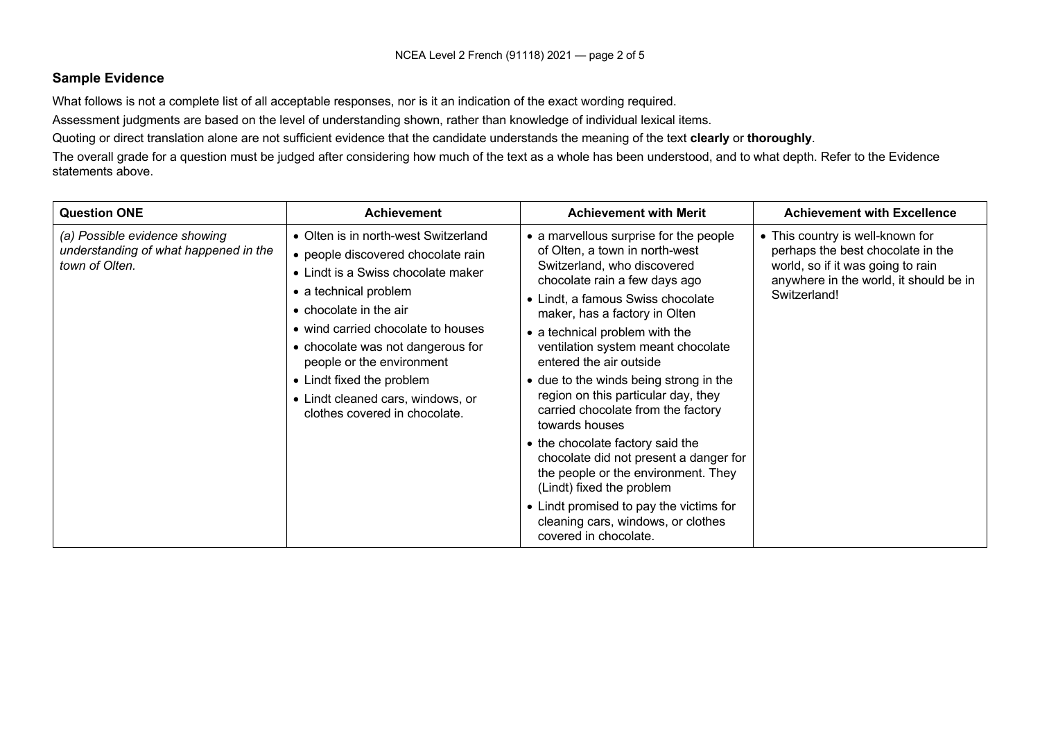## Sample Evidence

What follows is not a complete list of all acceptable responses, nor is it an indication of the exact wording required.

Assessment judgments are based on the level of understanding shown, rather than knowledge of individual lexical items.

Quoting or direct translation alone are not sufficient evidence that the candidate understands the meaning of the text **clearly** or **thoroughly**.

The overall grade for a question must be judged after considering how much of the text as a whole has been understood, and to what depth. Refer to the Evidence statements above.

| Question ONE | Achievement | Achievement with Merit | Achievement with Excellence |
|---|---|---|---|
| *(a) Possible evidence showing understanding of what happened in the town of Olten.* | • Olten is in north-west Switzerland<br>• people discovered chocolate rain<br>• Lindt is a Swiss chocolate maker<br>• a technical problem<br>• chocolate in the air<br>• wind carried chocolate to houses<br>• chocolate was not dangerous for people or the environment<br>• Lindt fixed the problem<br>• Lindt cleaned cars, windows, or clothes covered in chocolate. | • a marvellous surprise for the people of Olten, a town in north-west Switzerland, who discovered chocolate rain a few days ago<br>• Lindt, a famous Swiss chocolate maker, has a factory in Olten<br>• a technical problem with the ventilation system meant chocolate entered the air outside<br>• due to the winds being strong in the region on this particular day, they carried chocolate from the factory towards houses<br>• the chocolate factory said the chocolate did not present a danger for the people or the environment. They (Lindt) fixed the problem<br>• Lindt promised to pay the victims for cleaning cars, windows, or clothes covered in chocolate. | • This country is well-known for perhaps the best chocolate in the world, so if it was going to rain anywhere in the world, it should be in Switzerland! |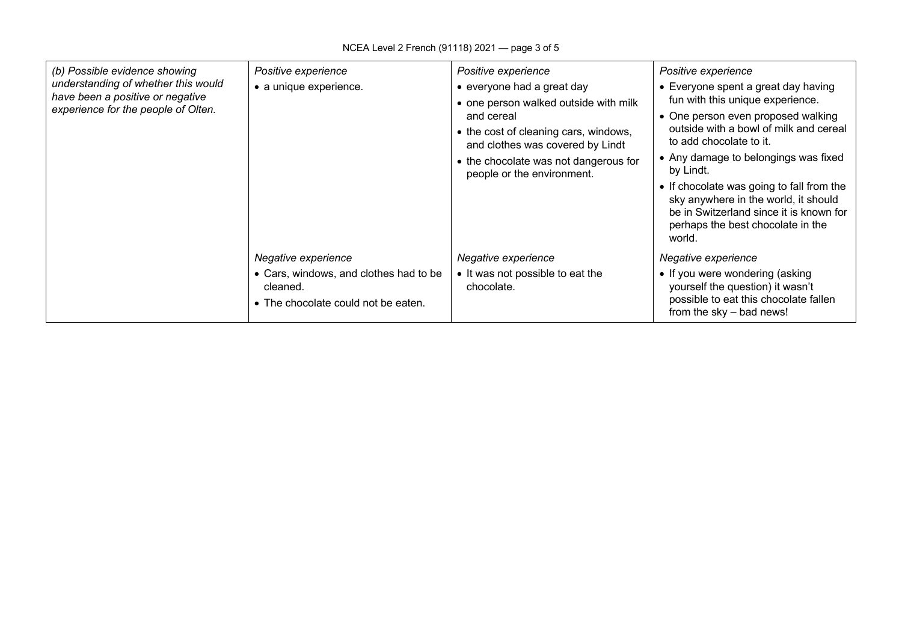| | | | |
|---|---|---|---|
| *(b) Possible evidence showing understanding of whether this would have been a positive or negative experience for the people of Olten.* | *Positive experience*<br>• a unique experience. | *Positive experience*<br>• everyone had a great day<br>• one person walked outside with milk and cereal<br>• the cost of cleaning cars, windows, and clothes was covered by Lindt<br>• the chocolate was not dangerous for people or the environment. | *Positive experience*<br>• Everyone spent a great day having fun with this unique experience.<br>• One person even proposed walking outside with a bowl of milk and cereal to add chocolate to it.<br>• Any damage to belongings was fixed by Lindt.<br>• If chocolate was going to fall from the sky anywhere in the world, it should be in Switzerland since it is known for perhaps the best chocolate in the world. |
| | *Negative experience*<br>• Cars, windows, and clothes had to be cleaned.<br>• The chocolate could not be eaten. | *Negative experience*<br>• It was not possible to eat the chocolate. | *Negative experience*<br>• If you were wondering (asking yourself the question) it wasn't possible to eat this chocolate fallen from the sky – bad news! |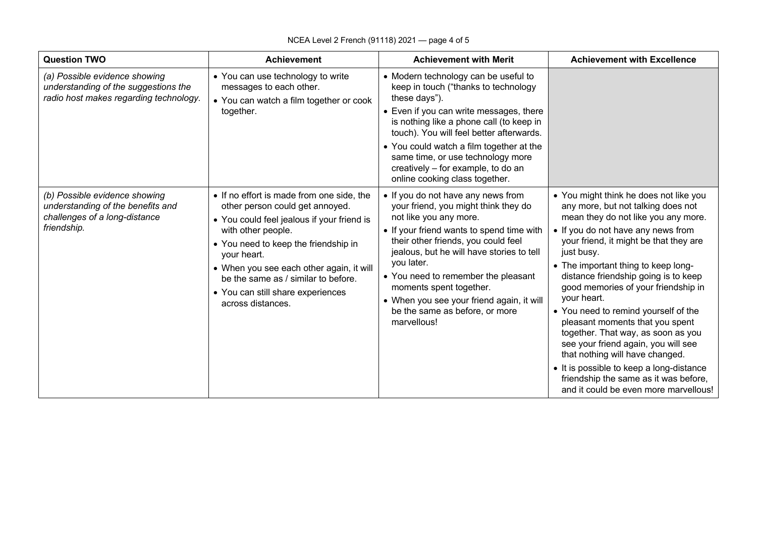| Question TWO | Achievement | Achievement with Merit | Achievement with Excellence |
|---|---|---|---|
| *(a) Possible evidence showing understanding of the suggestions the radio host makes regarding technology.* | • You can use technology to write messages to each other.<br>• You can watch a film together or cook together. | • Modern technology can be useful to keep in touch ("thanks to technology these days").<br>• Even if you can write messages, there is nothing like a phone call (to keep in touch). You will feel better afterwards.<br>• You could watch a film together at the same time, or use technology more creatively – for example, to do an online cooking class together. | |
| *(b) Possible evidence showing understanding of the benefits and challenges of a long-distance friendship.* | • If no effort is made from one side, the other person could get annoyed.<br>• You could feel jealous if your friend is with other people.<br>• You need to keep the friendship in your heart.<br>• When you see each other again, it will be the same as / similar to before.<br>• You can still share experiences across distances. | • If you do not have any news from your friend, you might think they do not like you any more.<br>• If your friend wants to spend time with their other friends, you could feel jealous, but he will have stories to tell you later.<br>• You need to remember the pleasant moments spent together.<br>• When you see your friend again, it will be the same as before, or more marvellous! | • You might think he does not like you any more, but not talking does not mean they do not like you any more.<br>• If you do not have any news from your friend, it might be that they are just busy.<br>• The important thing to keep long-distance friendship going is to keep good memories of your friendship in your heart.<br>• You need to remind yourself of the pleasant moments that you spent together. That way, as soon as you see your friend again, you will see that nothing will have changed.<br>• It is possible to keep a long-distance friendship the same as it was before, and it could be even more marvellous! |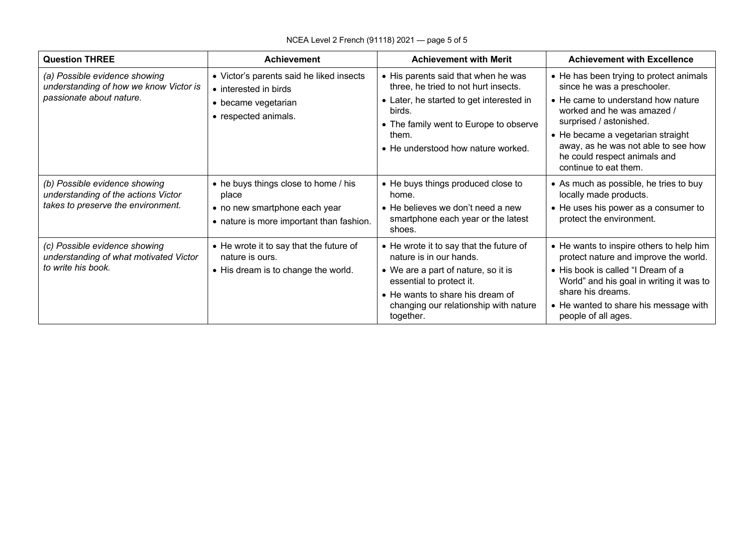| Question THREE | Achievement | Achievement with Merit | Achievement with Excellence |
|---|---|---|---|
| *(a) Possible evidence showing understanding of how we know Victor is passionate about nature.* | • Victor's parents said he liked insects<br>• interested in birds<br>• became vegetarian<br>• respected animals. | • His parents said that when he was three, he tried to not hurt insects.<br>• Later, he started to get interested in birds.<br>• The family went to Europe to observe them.<br>• He understood how nature worked. | • He has been trying to protect animals since he was a preschooler.<br>• He came to understand how nature worked and he was amazed / surprised / astonished.<br>• He became a vegetarian straight away, as he was not able to see how he could respect animals and continue to eat them. |
| *(b) Possible evidence showing understanding of the actions Victor takes to preserve the environment.* | • he buys things close to home / his place<br>• no new smartphone each year<br>• nature is more important than fashion. | • He buys things produced close to home.<br>• He believes we don't need a new smartphone each year or the latest shoes. | • As much as possible, he tries to buy locally made products.<br>• He uses his power as a consumer to protect the environment. |
| *(c) Possible evidence showing understanding of what motivated Victor to write his book.* | • He wrote it to say that the future of nature is ours.<br>• His dream is to change the world. | • He wrote it to say that the future of nature is in our hands.<br>• We are a part of nature, so it is essential to protect it.<br>• He wants to share his dream of changing our relationship with nature together. | • He wants to inspire others to help him protect nature and improve the world.<br>• His book is called "I Dream of a World" and his goal in writing it was to share his dreams.<br>• He wanted to share his message with people of all ages. |